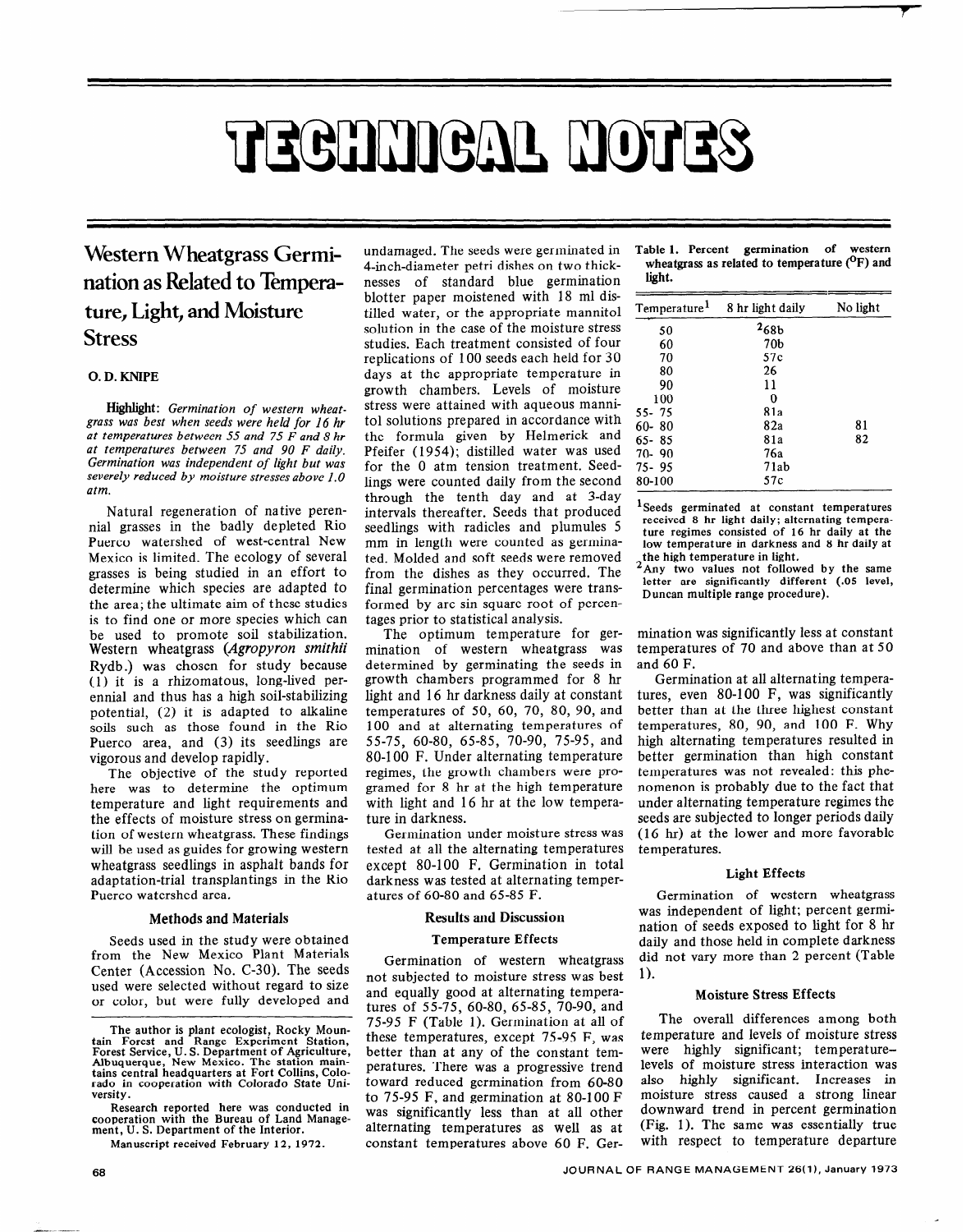# TECHNICAL NOTES

## Western Wheatgrass Germination as Related to Temperature, Light, and Moisture Stress

### O. D. KNIPE

**Highlight:** *Germination of western wheatgrass was best when seeds were held for 16 hr at temperatures between 55 and 75 F and 8 hr at temperatures between 75 and 90 F daily. Germination was independent of light but was severely reduced by moisture stresses above 1.0 atm.*

Natural regeneration of native perennial grasses in the badly depleted Rio Puerco watershed of west-central New Mexico is limited. The ecology of several grasses is being studied in an effort to determine which species are adapted to the area; the ultimate aim of these studies is to find one or more species which can be used to promote soil stabilization. Western wheatgrass (*Agropyron smithii* Rydb.) was chosen for study because (1) it is a rhizomatous, long-lived perennial and thus has a high soil-stabilizing potential, (2) it is adapted to alkaline soils such as those found in the Rio Puerco area, and (3) its seedlings are vigorous and develop rapidly.

The objective of the study reported here was to determine the optimum temperature and light requirements and the effects of moisture stress on germination of western wheatgrass. These findings will be used as guides for growing western wheatgrass seedlings in asphalt bands for adaptation-trial transplantings in the Rio Puerco watershed area.

### Methods and Materials

Seeds used in the study were obtained from the New Mexico Plant Materials Center (Accession No. C-30). The seeds used were selected without regard to size or color, but were fully developed and undamaged. The seeds were germinated in 4-inch-diameter petri dishes on two thicknesses of standard blue germination blotter paper moistened with 18 ml distilled water, or the appropriate mannitol solution in the case of the moisture stress studies. Each treatment consisted of four replications of 100 seeds each held for 30 days at the appropriate temperature in growth chambers. Levels of moisture stress were attained with aqueous mannitol solutions prepared in accordance with the formula given by Helmerick and Pfeifer (1954); distilled water was used for the 0 atm tension treatment. Seedlings were counted daily from the second through the tenth day and at 3-day intervals thereafter. Seeds that produced seedlings with radicles and plumules 5 mm in length were counted as germinated. Molded and soft seeds were removed from the dishes as they occurred. The final germination percentages were transformed by arc sin square root of percentages prior to statistical analysis.

The optimum temperature for germination of western wheatgrass was determined by germinating the seeds in growth chambers programmed for 8 hr light and 16 hr darkness daily at constant temperatures of 50, 60, 70, 80, 90, and 100 and at alternating temperatures of 55-75, 60-80, 65-85, 70-90, 75-95, and 80-100 F. Under alternating temperature regimes, the growth chambers were programed for 8 hr at the high temperature with light and 16 hr at the low temperature in darkness.

Germination under moisture stress was tested at all the alternating temperatures except 80-100 F. Germination in total darkness was tested at alternating temperatures of 60-80 and 65-85 F.

### Results and Discussion

#### Temperature Effects

Germination of western wheatgrass not subjected to moisture stress was best and equally good at alternating temperatures of 55-75, 60-80, 65-85, 70-90, and 75-95 F (Table 1). Germination at all of these temperatures, except 75-95 F, was better than at any of the constant temperatures. There was a progressive trend toward reduced germination from 60-80 to 75-95 F, and germination at 80-100 F was significantly less than at all other alternating temperatures as well as at constant temperatures above 60 F. Germination was significantly less at constant temperatures of 70 and above than at 50 and 60 F.

**Table 1. Percent germination of western wheatgrass as related to temperature (°F) and light.**

| Temperature[1] | 8 hr light daily | No light |
|---|---|---|
| 50 | [2]68b | |
| 60 | 70b | |
| 70 | 57c | |
| 80 | 26 | |
| 90 | 11 | |
| 100 | 0 | |
| 55- 75 | 81a | |
| 60- 80 | 82a | 81 |
| 65- 85 | 81a | 82 |
| 70- 90 | 76a | |
| 75- 95 | 71ab | |
| 80-100 | 57c | |

[1]Seeds germinated at constant temperatures received 8 hr light daily; alternating temperature regimes consisted of 16 hr daily at the low temperature in darkness and 8 hr daily at the high temperature in light.

[2]Any two values not followed by the same letter are significantly different (.05 level, Duncan multiple range procedure).

Germination at all alternating temperatures, even 80-100 F, was significantly better than at the three highest constant temperatures, 80, 90, and 100 F. Why high alternating temperatures resulted in better germination than high constant temperatures was not revealed: this phenomenon is probably due to the fact that under alternating temperature regimes the seeds are subjected to longer periods daily (16 hr) at the lower and more favorable temperatures.

#### Light Effects

Germination of western wheatgrass was independent of light; percent germination of seeds exposed to light for 8 hr daily and those held in complete darkness did not vary more than 2 percent (Table 1).

#### Moisture Stress Effects

The overall differences among both temperature and levels of moisture stress were highly significant; temperature–levels of moisture stress interaction was also highly significant. Increases in moisture stress caused a strong linear downward trend in percent germination (Fig. 1). The same was essentially true with respect to temperature departure

---

The author is plant ecologist, Rocky Mountain Forest and Range Experiment Station, Forest Service, U. S. Department of Agriculture, Albuquerque, New Mexico. The station maintains central headquarters at Fort Collins, Colorado in cooperation with Colorado State University.

Research reported here was conducted in cooperation with the Bureau of Land Management, U. S. Department of the Interior.

Manuscript received February 12, 1972.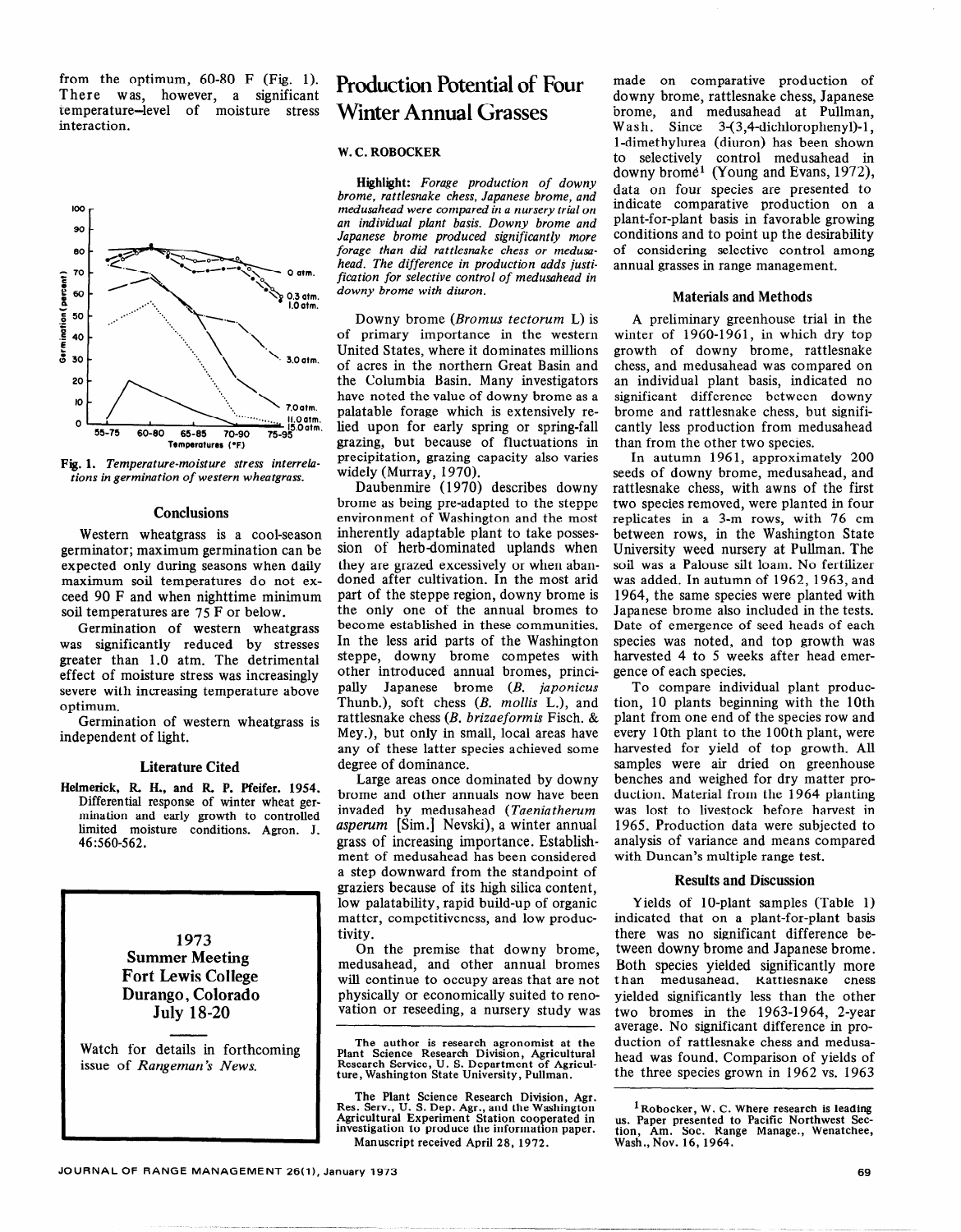from the optimum, 60-80 F (Fig. 1). There was, however, a significant temperature–level of moisture stress interaction.

100
90
80
70
60
50
40
30
20
10
0
Germination (percent)
0 atm.
0.3 atm.
1.0 atm.
3.0 atm.
7.0 atm.
11.0 atm.
15.0 atm.
55-75
60-80
65-85
70-90
75-95
Temperatures (°F)

**Fig. 1.** *Temperature-moisture stress interrelations in germination of western wheatgrass.*

## Conclusions

Western wheatgrass is a cool-season germinator; maximum germination can be expected only during seasons when daily maximum soil temperatures do not exceed 90 F and when nighttime minimum soil temperatures are 75 F or below.

Germination of western wheatgrass was significantly reduced by stresses greater than 1.0 atm. The detrimental effect of moisture stress was increasingly severe with increasing temperature above optimum.

Germination of western wheatgrass is independent of light.

## Literature Cited

Helmerick, R. H., and R. P. Pfeifer. 1954. Differential response of winter wheat germination and early growth to controlled limited moisture conditions. Agron. J. 46:560-562.

**1973**
**Summer Meeting**
**Fort Lewis College**
**Durango, Colorado**
**July 18-20**

Watch for details in forthcoming issue of *Rangeman's News*.

# Production Potential of Four Winter Annual Grasses

### W. C. ROBOCKER

**Highlight:** *Forage production of downy brome, rattlesnake chess, Japanese brome, and medusahead were compared in a nursery trial on an individual plant basis. Downy brome and Japanese brome produced significantly more forage than did rattlesnake chess or medusahead. The difference in production adds justification for selective control of medusahead in downy brome with diuron.*

Downy brome (*Bromus tectorum* L) is of primary importance in the western United States, where it dominates millions of acres in the northern Great Basin and the Columbia Basin. Many investigators have noted the value of downy brome as a palatable forage which is extensively relied upon for early spring or spring-fall grazing, but because of fluctuations in precipitation, grazing capacity also varies widely (Murray, 1970).

Daubenmire (1970) describes downy brome as being pre-adapted to the steppe environment of Washington and the most inherently adaptable plant to take possession of herb-dominated uplands when they are grazed excessively or when abandoned after cultivation. In the most arid part of the steppe region, downy brome is the only one of the annual bromes to become established in these communities. In the less arid parts of the Washington steppe, downy brome competes with other introduced annual bromes, principally Japanese brome (*B. japonicus* Thunb.), soft chess (*B. mollis* L.), and rattlesnake chess (*B. brizaeformis* Fisch. & Mey.), but only in small, local areas have any of these latter species achieved some degree of dominance.

Large areas once dominated by downy brome and other annuals now have been invaded by medusahead (*Taeniatherum asperum* [Sim.] Nevski), a winter annual grass of increasing importance. Establishment of medusahead has been considered a step downward from the standpoint of graziers because of its high silica content, low palatability, rapid build-up of organic matter, competitiveness, and low productivity.

On the premise that downy brome, medusahead, and other annual bromes will continue to occupy areas that are not physically or economically suited to renovation or reseeding, a nursery study was made on comparative production of downy brome, rattlesnake chess, Japanese brome, and medusahead at Pullman, Wash. Since 3-(3,4-dichlorophenyl)-1, 1-dimethylurea (diuron) has been shown to selectively control medusahead in downy brome[1] (Young and Evans, 1972), data on four species are presented to indicate comparative production on a plant-for-plant basis in favorable growing conditions and to point up the desirability of considering selective control among annual grasses in range management.

The author is research agronomist at the Plant Science Research Division, Agricultural Research Service, U. S. Department of Agriculture, Washington State University, Pullman.

The Plant Science Research Division, Agr. Res. Serv., U. S. Dep. Agr., and the Washington Agricultural Experiment Station cooperated in investigation to produce the information paper.

Manuscript received April 28, 1972.

## Materials and Methods

A preliminary greenhouse trial in the winter of 1960-1961, in which dry top growth of downy brome, rattlesnake chess, and medusahead was compared on an individual plant basis, indicated no significant difference between downy brome and rattlesnake chess, but significantly less production from medusahead than from the other two species.

In autumn 1961, approximately 200 seeds of downy brome, medusahead, and rattlesnake chess, with awns of the first two species removed, were planted in four replicates in a 3-m rows, with 76 cm between rows, in the Washington State University weed nursery at Pullman. The soil was a Palouse silt loam. No fertilizer was added. In autumn of 1962, 1963, and 1964, the same species were planted with Japanese brome also included in the tests. Date of emergence of seed heads of each species was noted, and top growth was harvested 4 to 5 weeks after head emergence of each species.

To compare individual plant production, 10 plants beginning with the 10th plant from one end of the species row and every 10th plant to the 100th plant, were harvested for yield of top growth. All samples were air dried on greenhouse benches and weighed for dry matter production. Material from the 1964 planting was lost to livestock before harvest in 1965. Production data were subjected to analysis of variance and means compared with Duncan's multiple range test.

## Results and Discussion

Yields of 10-plant samples (Table 1) indicated that on a plant-for-plant basis there was no significant difference between downy brome and Japanese brome. Both species yielded significantly more than medusahead. Rattlesnake chess yielded significantly less than the other two bromes in the 1963-1964, 2-year average. No significant difference in production of rattlesnake chess and medusahead was found. Comparison of yields of the three species grown in 1962 vs. 1963

[1] Robocker, W. C. Where research is leading us. Paper presented to Pacific Northwest Section, Am. Soc. Range Manage., Wenatchee, Wash., Nov. 16, 1964.